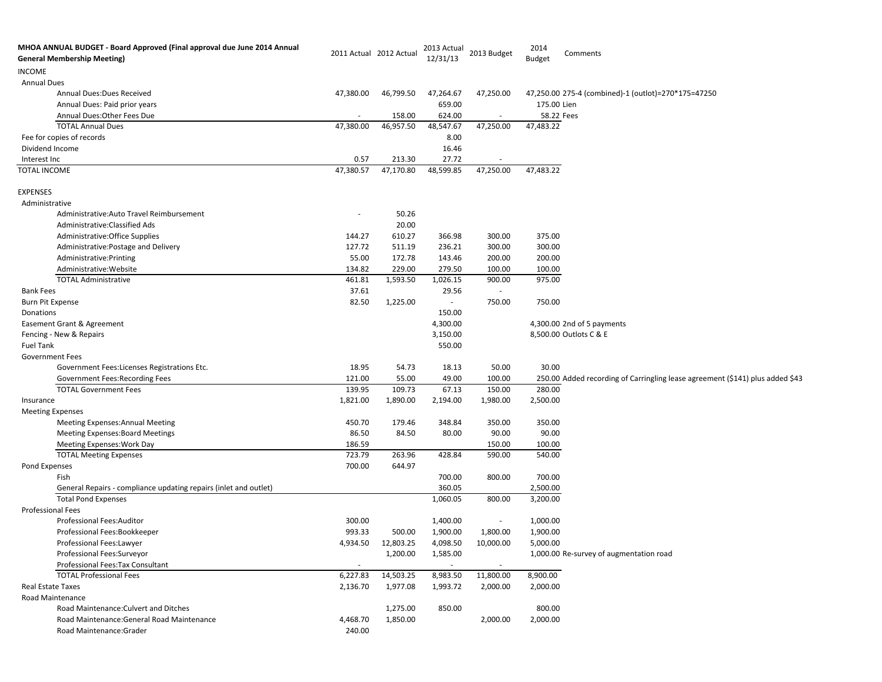| MHOA ANNUAL BUDGET - Board Approved (Final approval due June 2014 Annual General Membership Meeting) | 2011 Actual | 2012 Actual | 2013 Actual 12/31/13 | 2013 Budget | 2014 Budget | Comments |
|---|---|---|---|---|---|---|
| INCOME | | | | | | |
| Annual Dues | | | | | | |
| Annual Dues:Dues Received | 47,380.00 | 46,799.50 | 47,264.67 | 47,250.00 | 47,250.00 | 275-4 (combined)-1 (outlot)=270*175=47250 |
| Annual Dues: Paid prior years | | | 659.00 | | 175.00 | Lien |
| Annual Dues:Other Fees Due | - | 158.00 | 624.00 | - | 58.22 | Fees |
| TOTAL Annual Dues | 47,380.00 | 46,957.50 | 48,547.67 | 47,250.00 | 47,483.22 | |
| Fee for copies of records | | | 8.00 | | | |
| Dividend Income | | | 16.46 | | | |
| Interest Inc | 0.57 | 213.30 | 27.72 | - | | |
| TOTAL INCOME | 47,380.57 | 47,170.80 | 48,599.85 | 47,250.00 | 47,483.22 | |
| | | | | | | |
| EXPENSES | | | | | | |
| Administrative | | | | | | |
| Administrative:Auto Travel Reimbursement | - | 50.26 | | | | |
| Administrative:Classified Ads | | 20.00 | | | | |
| Administrative:Office Supplies | 144.27 | 610.27 | 366.98 | 300.00 | 375.00 | |
| Administrative:Postage and Delivery | 127.72 | 511.19 | 236.21 | 300.00 | 300.00 | |
| Administrative:Printing | 55.00 | 172.78 | 143.46 | 200.00 | 200.00 | |
| Administrative:Website | 134.82 | 229.00 | 279.50 | 100.00 | 100.00 | |
| TOTAL Administrative | 461.81 | 1,593.50 | 1,026.15 | 900.00 | 975.00 | |
| Bank Fees | 37.61 | | 29.56 | - | | |
| Burn Pit Expense | 82.50 | 1,225.00 | - | 750.00 | 750.00 | |
| Donations | | | 150.00 | | | |
| Easement Grant & Agreement | | | 4,300.00 | | 4,300.00 | 2nd of 5 payments |
| Fencing - New & Repairs | | | 3,150.00 | | 8,500.00 | Outlots C & E |
| Fuel Tank | | | 550.00 | | | |
| Government Fees | | | | | | |
| Government Fees:Licenses Registrations Etc. | 18.95 | 54.73 | 18.13 | 50.00 | 30.00 | |
| Government Fees:Recording Fees | 121.00 | 55.00 | 49.00 | 100.00 | 250.00 | Added recording of Carringling lease agreement ($141) plus added $43 |
| TOTAL Government Fees | 139.95 | 109.73 | 67.13 | 150.00 | 280.00 | |
| Insurance | 1,821.00 | 1,890.00 | 2,194.00 | 1,980.00 | 2,500.00 | |
| Meeting Expenses | | | | | | |
| Meeting Expenses:Annual Meeting | 450.70 | 179.46 | 348.84 | 350.00 | 350.00 | |
| Meeting Expenses:Board Meetings | 86.50 | 84.50 | 80.00 | 90.00 | 90.00 | |
| Meeting Expenses:Work Day | 186.59 | | | 150.00 | 100.00 | |
| TOTAL Meeting Expenses | 723.79 | 263.96 | 428.84 | 590.00 | 540.00 | |
| Pond Expenses | 700.00 | 644.97 | | | | |
| Fish | | | 700.00 | 800.00 | 700.00 | |
| General Repairs - compliance updating repairs (inlet and outlet) | | | 360.05 | | 2,500.00 | |
| Total Pond Expenses | | | 1,060.05 | 800.00 | 3,200.00 | |
| Professional Fees | | | | | | |
| Professional Fees:Auditor | 300.00 | | 1,400.00 | - | 1,000.00 | |
| Professional Fees:Bookkeeper | 993.33 | 500.00 | 1,900.00 | 1,800.00 | 1,900.00 | |
| Professional Fees:Lawyer | 4,934.50 | 12,803.25 | 4,098.50 | 10,000.00 | 5,000.00 | |
| Professional Fees:Surveyor | | 1,200.00 | 1,585.00 | | 1,000.00 | Re-survey of augmentation road |
| Professional Fees:Tax Consultant | - | | - | - | | |
| TOTAL Professional Fees | 6,227.83 | 14,503.25 | 8,983.50 | 11,800.00 | 8,900.00 | |
| Real Estate Taxes | 2,136.70 | 1,977.08 | 1,993.72 | 2,000.00 | 2,000.00 | |
| Road Maintenance | | | | | | |
| Road Maintenance:Culvert and Ditches | | 1,275.00 | 850.00 | | 800.00 | |
| Road Maintenance:General Road Maintenance | 4,468.70 | 1,850.00 | | 2,000.00 | 2,000.00 | |
| Road Maintenance:Grader | 240.00 | | | | | |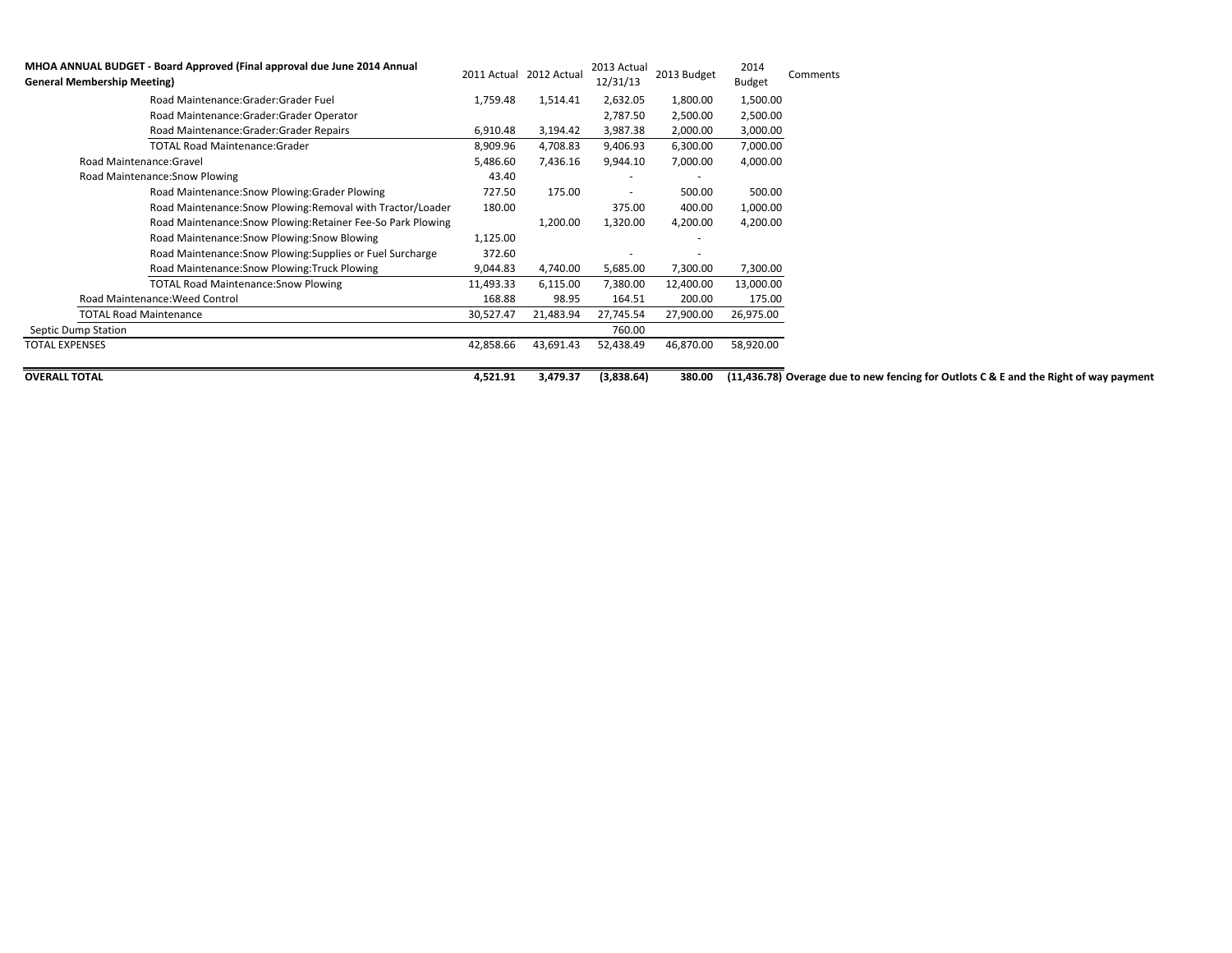| MHOA ANNUAL BUDGET - Board Approved (Final approval due June 2014 Annual General Membership Meeting) | 2011 Actual | 2012 Actual | 2013 Actual 12/31/13 | 2013 Budget | 2014 Budget | Comments |
|---|---|---|---|---|---|---|
| Road Maintenance:Grader:Grader Fuel | 1,759.48 | 1,514.41 | 2,632.05 | 1,800.00 | 1,500.00 | |
| Road Maintenance:Grader:Grader Operator | | | 2,787.50 | 2,500.00 | 2,500.00 | |
| Road Maintenance:Grader:Grader Repairs | 6,910.48 | 3,194.42 | 3,987.38 | 2,000.00 | 3,000.00 | |
| TOTAL Road Maintenance:Grader | 8,909.96 | 4,708.83 | 9,406.93 | 6,300.00 | 7,000.00 | |
| Road Maintenance:Gravel | 5,486.60 | 7,436.16 | 9,944.10 | 7,000.00 | 4,000.00 | |
| Road Maintenance:Snow Plowing | 43.40 | | - | - | | |
| Road Maintenance:Snow Plowing:Grader Plowing | 727.50 | 175.00 | - | 500.00 | 500.00 | |
| Road Maintenance:Snow Plowing:Removal with Tractor/Loader | 180.00 | | 375.00 | 400.00 | 1,000.00 | |
| Road Maintenance:Snow Plowing:Retainer Fee-So Park Plowing | | 1,200.00 | 1,320.00 | 4,200.00 | 4,200.00 | |
| Road Maintenance:Snow Plowing:Snow Blowing | 1,125.00 | | | - | | |
| Road Maintenance:Snow Plowing:Supplies or Fuel Surcharge | 372.60 | | - | - | | |
| Road Maintenance:Snow Plowing:Truck Plowing | 9,044.83 | 4,740.00 | 5,685.00 | 7,300.00 | 7,300.00 | |
| TOTAL Road Maintenance:Snow Plowing | 11,493.33 | 6,115.00 | 7,380.00 | 12,400.00 | 13,000.00 | |
| Road Maintenance:Weed Control | 168.88 | 98.95 | 164.51 | 200.00 | 175.00 | |
| TOTAL Road Maintenance | 30,527.47 | 21,483.94 | 27,745.54 | 27,900.00 | 26,975.00 | |
| Septic Dump Station | | | 760.00 | | | |
| TOTAL EXPENSES | 42,858.66 | 43,691.43 | 52,438.49 | 46,870.00 | 58,920.00 | |
| **OVERALL TOTAL** | **4,521.91** | **3,479.37** | **(3,838.64)** | **380.00** | **(11,436.78)** | **Overage due to new fencing for Outlots C & E and the Right of way payment** |